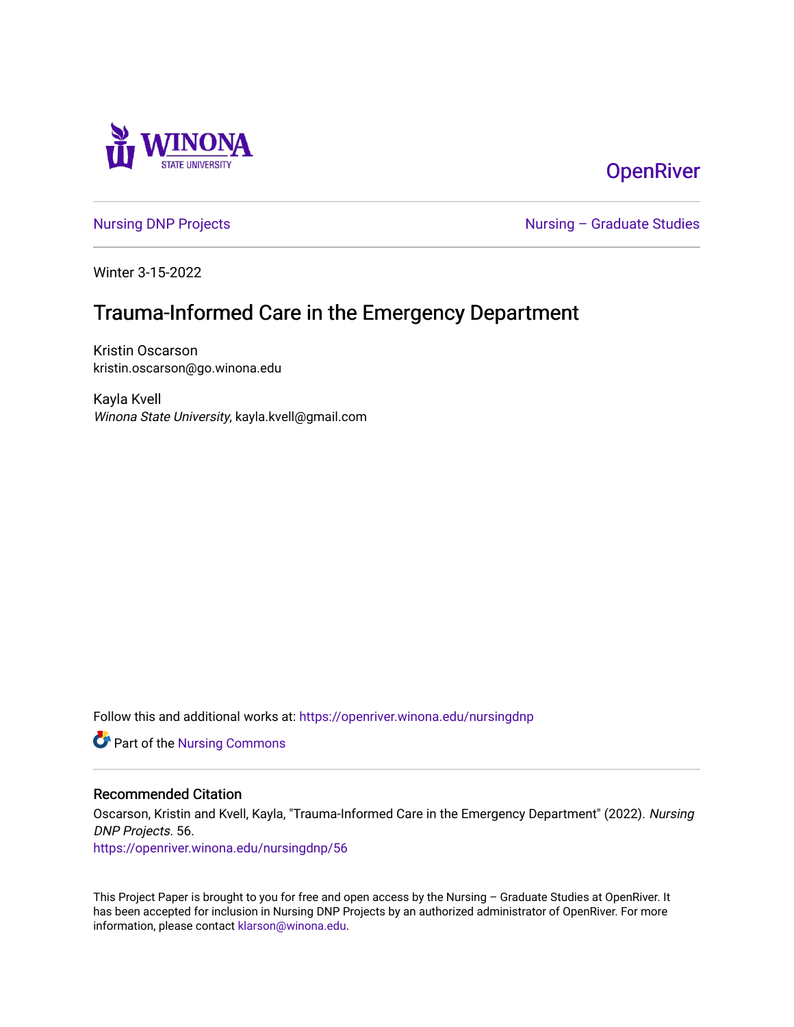OpenRiver

Nursing DNP Projects

Nursing – Graduate Studies

Winter 3-15-2022

# Trauma-Informed Care in the Emergency Department

Kristin Oscarson
kristin.oscarson@go.winona.edu

Kayla Kvell
*Winona State University*, kayla.kvell@gmail.com

Follow this and additional works at: https://openriver.winona.edu/nursingdnp

Part of the Nursing Commons

## Recommended Citation

Oscarson, Kristin and Kvell, Kayla, "Trauma-Informed Care in the Emergency Department" (2022). *Nursing DNP Projects*. 56.
https://openriver.winona.edu/nursingdnp/56

This Project Paper is brought to you for free and open access by the Nursing – Graduate Studies at OpenRiver. It has been accepted for inclusion in Nursing DNP Projects by an authorized administrator of OpenRiver. For more information, please contact klarson@winona.edu.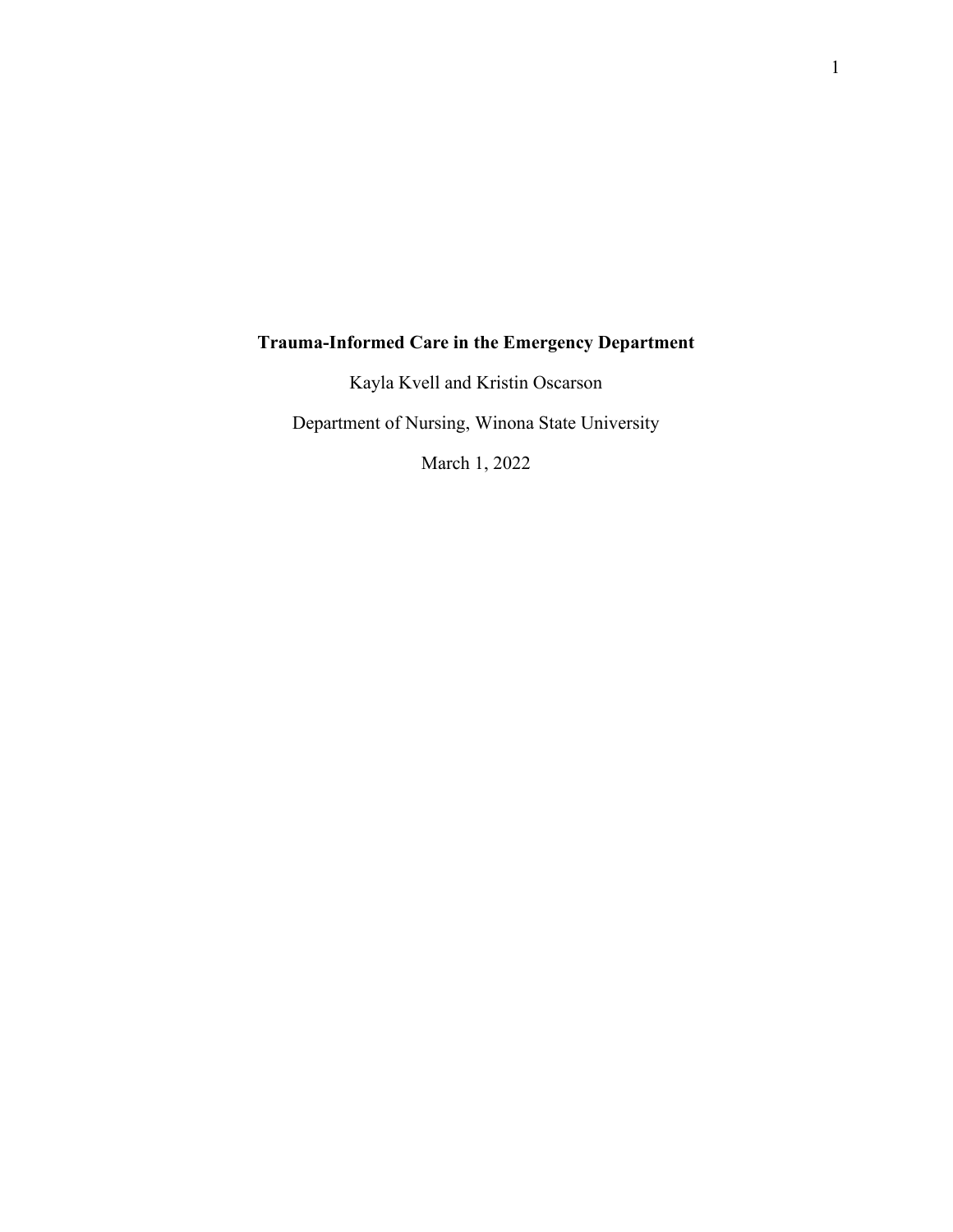**Trauma-Informed Care in the Emergency Department**

Kayla Kvell and Kristin Oscarson

Department of Nursing, Winona State University

March 1, 2022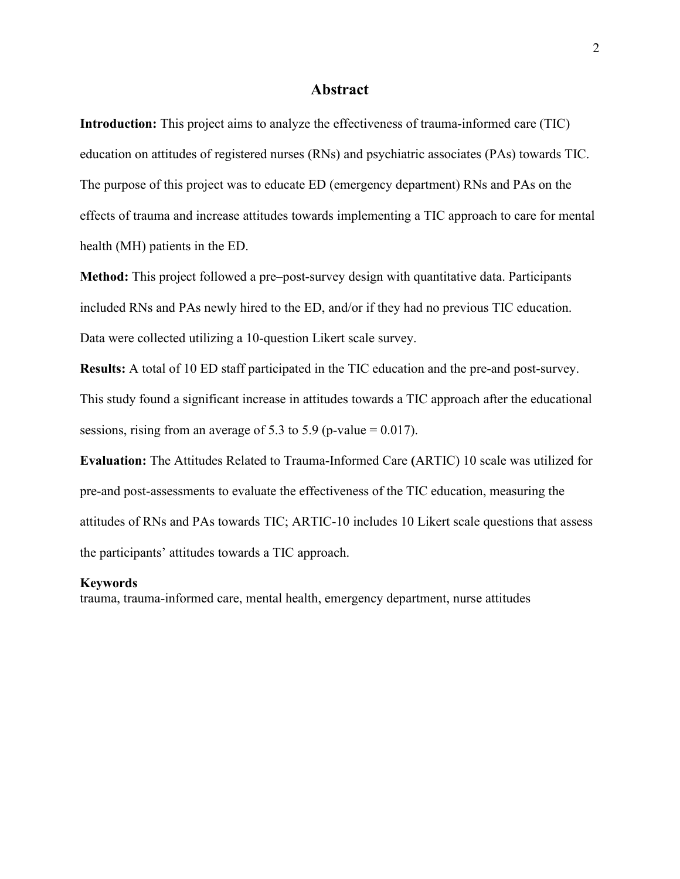## Abstract

**Introduction:** This project aims to analyze the effectiveness of trauma-informed care (TIC) education on attitudes of registered nurses (RNs) and psychiatric associates (PAs) towards TIC. The purpose of this project was to educate ED (emergency department) RNs and PAs on the effects of trauma and increase attitudes towards implementing a TIC approach to care for mental health (MH) patients in the ED.

**Method:** This project followed a pre–post-survey design with quantitative data. Participants included RNs and PAs newly hired to the ED, and/or if they had no previous TIC education. Data were collected utilizing a 10-question Likert scale survey.

**Results:** A total of 10 ED staff participated in the TIC education and the pre-and post-survey. This study found a significant increase in attitudes towards a TIC approach after the educational sessions, rising from an average of 5.3 to 5.9 (p-value = 0.017).

**Evaluation:** The Attitudes Related to Trauma-Informed Care **(**ARTIC) 10 scale was utilized for pre-and post-assessments to evaluate the effectiveness of the TIC education, measuring the attitudes of RNs and PAs towards TIC; ARTIC-10 includes 10 Likert scale questions that assess the participants' attitudes towards a TIC approach.

**Keywords**

trauma, trauma-informed care, mental health, emergency department, nurse attitudes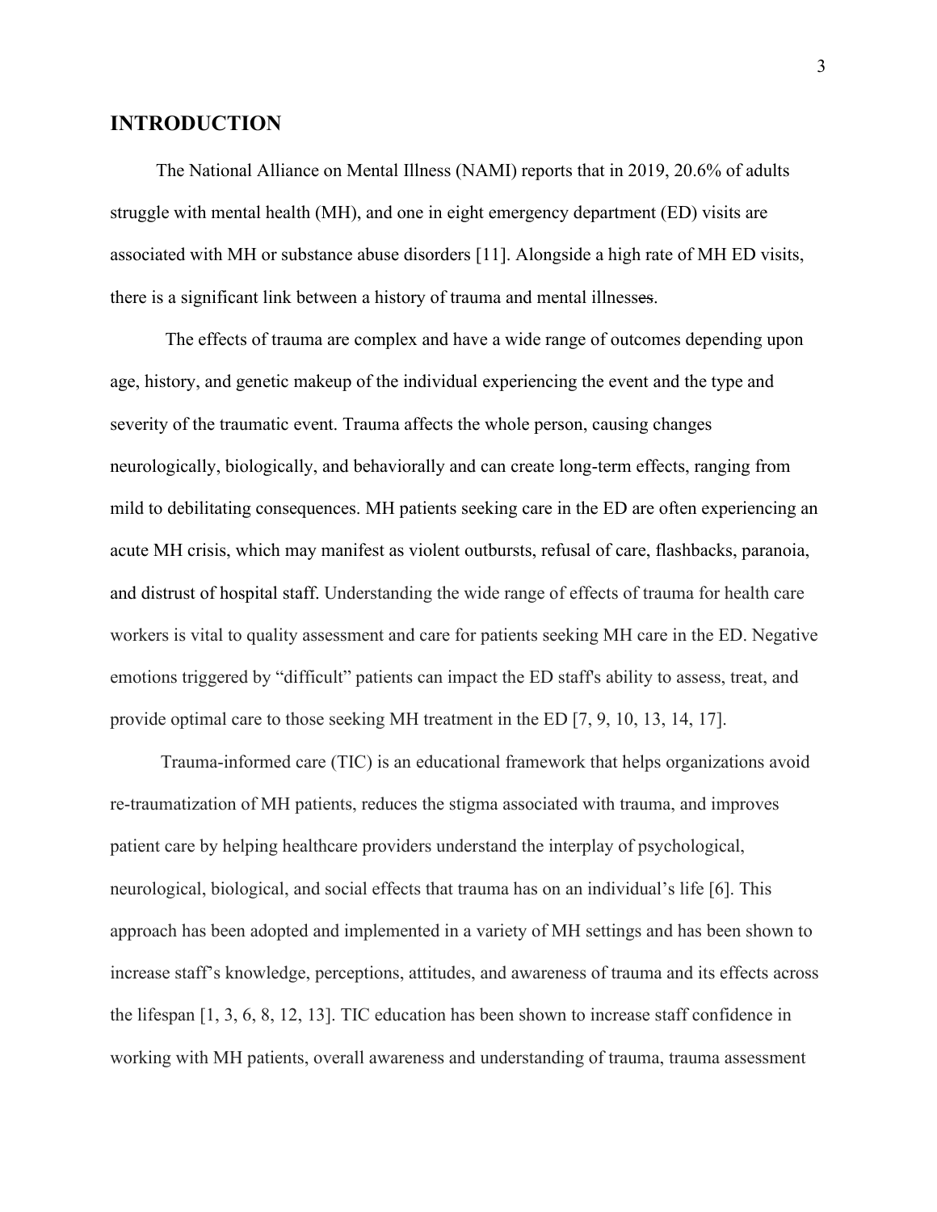## INTRODUCTION

The National Alliance on Mental Illness (NAMI) reports that in 2019, 20.6% of adults struggle with mental health (MH), and one in eight emergency department (ED) visits are associated with MH or substance abuse disorders [11]. Alongside a high rate of MH ED visits, there is a significant link between a history of trauma and mental illnesses.

The effects of trauma are complex and have a wide range of outcomes depending upon age, history, and genetic makeup of the individual experiencing the event and the type and severity of the traumatic event. Trauma affects the whole person, causing changes neurologically, biologically, and behaviorally and can create long-term effects, ranging from mild to debilitating consequences. MH patients seeking care in the ED are often experiencing an acute MH crisis, which may manifest as violent outbursts, refusal of care, flashbacks, paranoia, and distrust of hospital staff. Understanding the wide range of effects of trauma for health care workers is vital to quality assessment and care for patients seeking MH care in the ED. Negative emotions triggered by "difficult" patients can impact the ED staff's ability to assess, treat, and provide optimal care to those seeking MH treatment in the ED [7, 9, 10, 13, 14, 17].

Trauma-informed care (TIC) is an educational framework that helps organizations avoid re-traumatization of MH patients, reduces the stigma associated with trauma, and improves patient care by helping healthcare providers understand the interplay of psychological, neurological, biological, and social effects that trauma has on an individual's life [6]. This approach has been adopted and implemented in a variety of MH settings and has been shown to increase staff's knowledge, perceptions, attitudes, and awareness of trauma and its effects across the lifespan [1, 3, 6, 8, 12, 13]. TIC education has been shown to increase staff confidence in working with MH patients, overall awareness and understanding of trauma, trauma assessment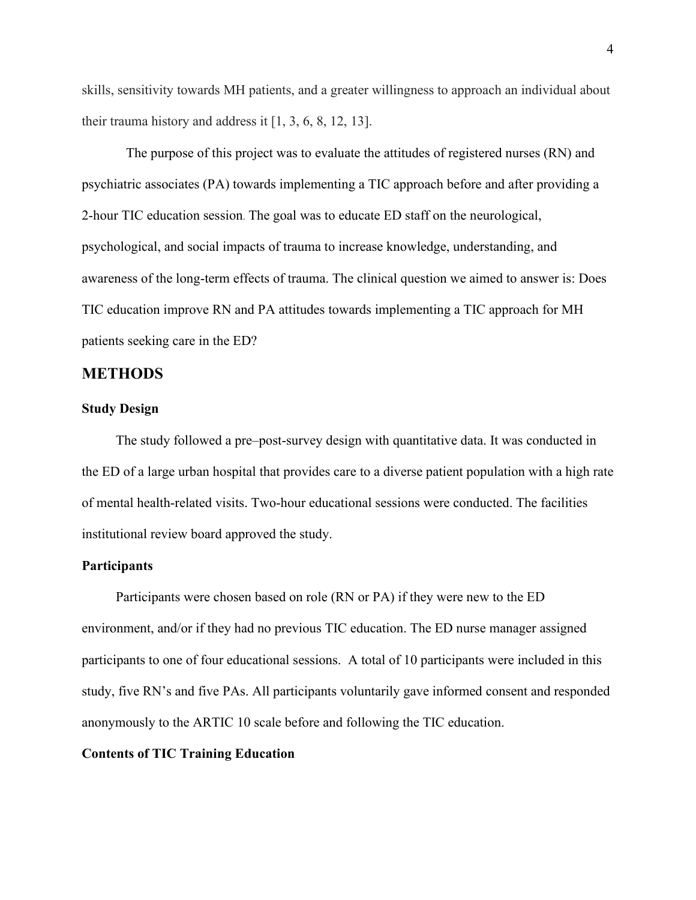skills, sensitivity towards MH patients, and a greater willingness to approach an individual about their trauma history and address it [1, 3, 6, 8, 12, 13].

The purpose of this project was to evaluate the attitudes of registered nurses (RN) and psychiatric associates (PA) towards implementing a TIC approach before and after providing a 2-hour TIC education session. The goal was to educate ED staff on the neurological, psychological, and social impacts of trauma to increase knowledge, understanding, and awareness of the long-term effects of trauma. The clinical question we aimed to answer is: Does TIC education improve RN and PA attitudes towards implementing a TIC approach for MH patients seeking care in the ED?

## METHODS

### Study Design

The study followed a pre–post-survey design with quantitative data. It was conducted in the ED of a large urban hospital that provides care to a diverse patient population with a high rate of mental health-related visits. Two-hour educational sessions were conducted. The facilities institutional review board approved the study.

### Participants

Participants were chosen based on role (RN or PA) if they were new to the ED environment, and/or if they had no previous TIC education. The ED nurse manager assigned participants to one of four educational sessions. A total of 10 participants were included in this study, five RN's and five PAs. All participants voluntarily gave informed consent and responded anonymously to the ARTIC 10 scale before and following the TIC education.

### Contents of TIC Training Education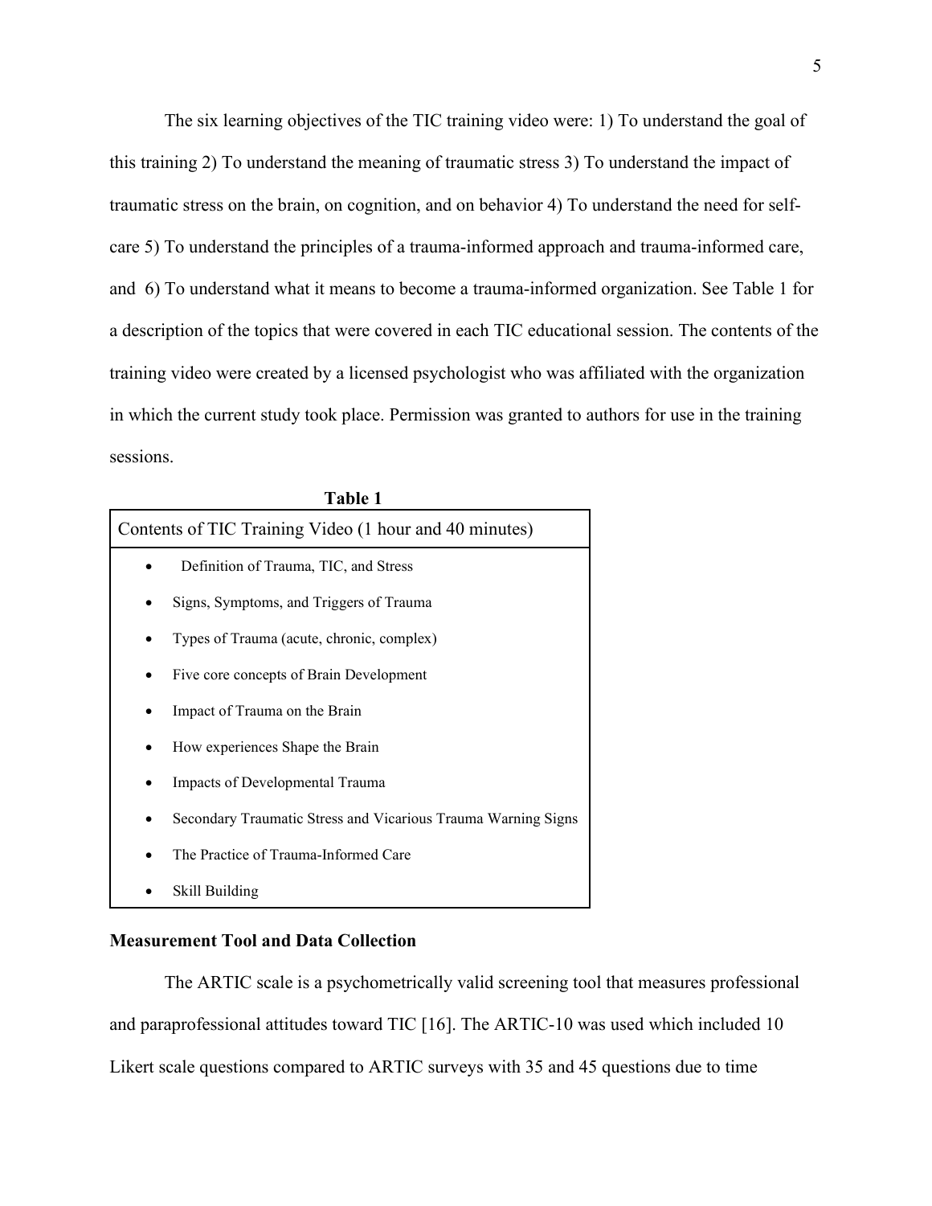The six learning objectives of the TIC training video were: 1) To understand the goal of this training 2) To understand the meaning of traumatic stress 3) To understand the impact of traumatic stress on the brain, on cognition, and on behavior 4) To understand the need for self-care 5) To understand the principles of a trauma-informed approach and trauma-informed care, and 6) To understand what it means to become a trauma-informed organization. See Table 1 for a description of the topics that were covered in each TIC educational session. The contents of the training video were created by a licensed psychologist who was affiliated with the organization in which the current study took place. Permission was granted to authors for use in the training sessions.

**Table 1**

| Contents of TIC Training Video (1 hour and 40 minutes) |
|---|
| • Definition of Trauma, TIC, and Stress |
| • Signs, Symptoms, and Triggers of Trauma |
| • Types of Trauma (acute, chronic, complex) |
| • Five core concepts of Brain Development |
| • Impact of Trauma on the Brain |
| • How experiences Shape the Brain |
| • Impacts of Developmental Trauma |
| • Secondary Traumatic Stress and Vicarious Trauma Warning Signs |
| • The Practice of Trauma-Informed Care |
| • Skill Building |

**Measurement Tool and Data Collection**

The ARTIC scale is a psychometrically valid screening tool that measures professional and paraprofessional attitudes toward TIC [16]. The ARTIC-10 was used which included 10 Likert scale questions compared to ARTIC surveys with 35 and 45 questions due to time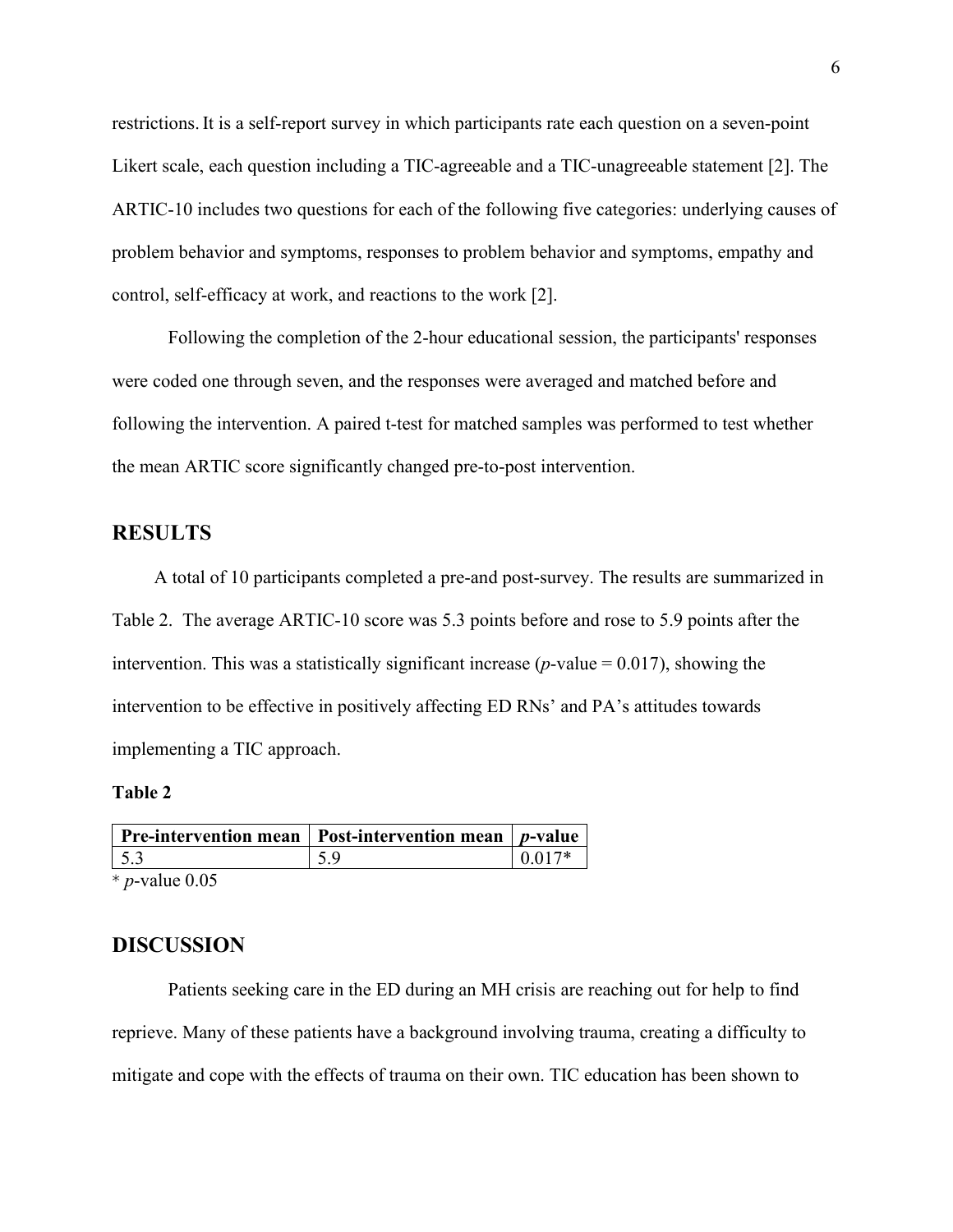restrictions. It is a self-report survey in which participants rate each question on a seven-point Likert scale, each question including a TIC-agreeable and a TIC-unagreeable statement [2]. The ARTIC-10 includes two questions for each of the following five categories: underlying causes of problem behavior and symptoms, responses to problem behavior and symptoms, empathy and control, self-efficacy at work, and reactions to the work [2].

Following the completion of the 2-hour educational session, the participants' responses were coded one through seven, and the responses were averaged and matched before and following the intervention. A paired t-test for matched samples was performed to test whether the mean ARTIC score significantly changed pre-to-post intervention.

## RESULTS

A total of 10 participants completed a pre-and post-survey. The results are summarized in Table 2. The average ARTIC-10 score was 5.3 points before and rose to 5.9 points after the intervention. This was a statistically significant increase (*p*-value = 0.017), showing the intervention to be effective in positively affecting ED RNs' and PA's attitudes towards implementing a TIC approach.

**Table 2**

| Pre-intervention mean | Post-intervention mean | *p*-value |
|---|---|---|
| 5.3 | 5.9 | 0.017* |

\* *p*-value 0.05

## DISCUSSION

Patients seeking care in the ED during an MH crisis are reaching out for help to find reprieve. Many of these patients have a background involving trauma, creating a difficulty to mitigate and cope with the effects of trauma on their own. TIC education has been shown to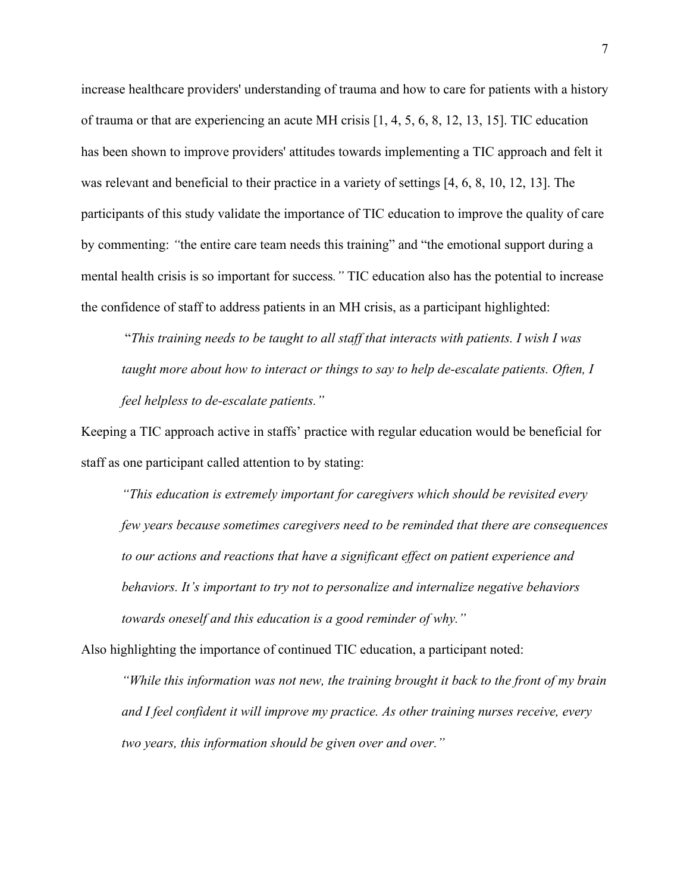increase healthcare providers' understanding of trauma and how to care for patients with a history of trauma or that are experiencing an acute MH crisis [1, 4, 5, 6, 8, 12, 13, 15]. TIC education has been shown to improve providers' attitudes towards implementing a TIC approach and felt it was relevant and beneficial to their practice in a variety of settings [4, 6, 8, 10, 12, 13]. The participants of this study validate the importance of TIC education to improve the quality of care by commenting: "the entire care team needs this training" and "the emotional support during a mental health crisis is so important for success." TIC education also has the potential to increase the confidence of staff to address patients in an MH crisis, as a participant highlighted:

> "*This training needs to be taught to all staff that interacts with patients. I wish I was taught more about how to interact or things to say to help de-escalate patients. Often, I feel helpless to de-escalate patients.*"

Keeping a TIC approach active in staffs' practice with regular education would be beneficial for staff as one participant called attention to by stating:

> *"This education is extremely important for caregivers which should be revisited every few years because sometimes caregivers need to be reminded that there are consequences to our actions and reactions that have a significant effect on patient experience and behaviors. It's important to try not to personalize and internalize negative behaviors towards oneself and this education is a good reminder of why."*

Also highlighting the importance of continued TIC education, a participant noted:

> *"While this information was not new, the training brought it back to the front of my brain and I feel confident it will improve my practice. As other training nurses receive, every two years, this information should be given over and over."*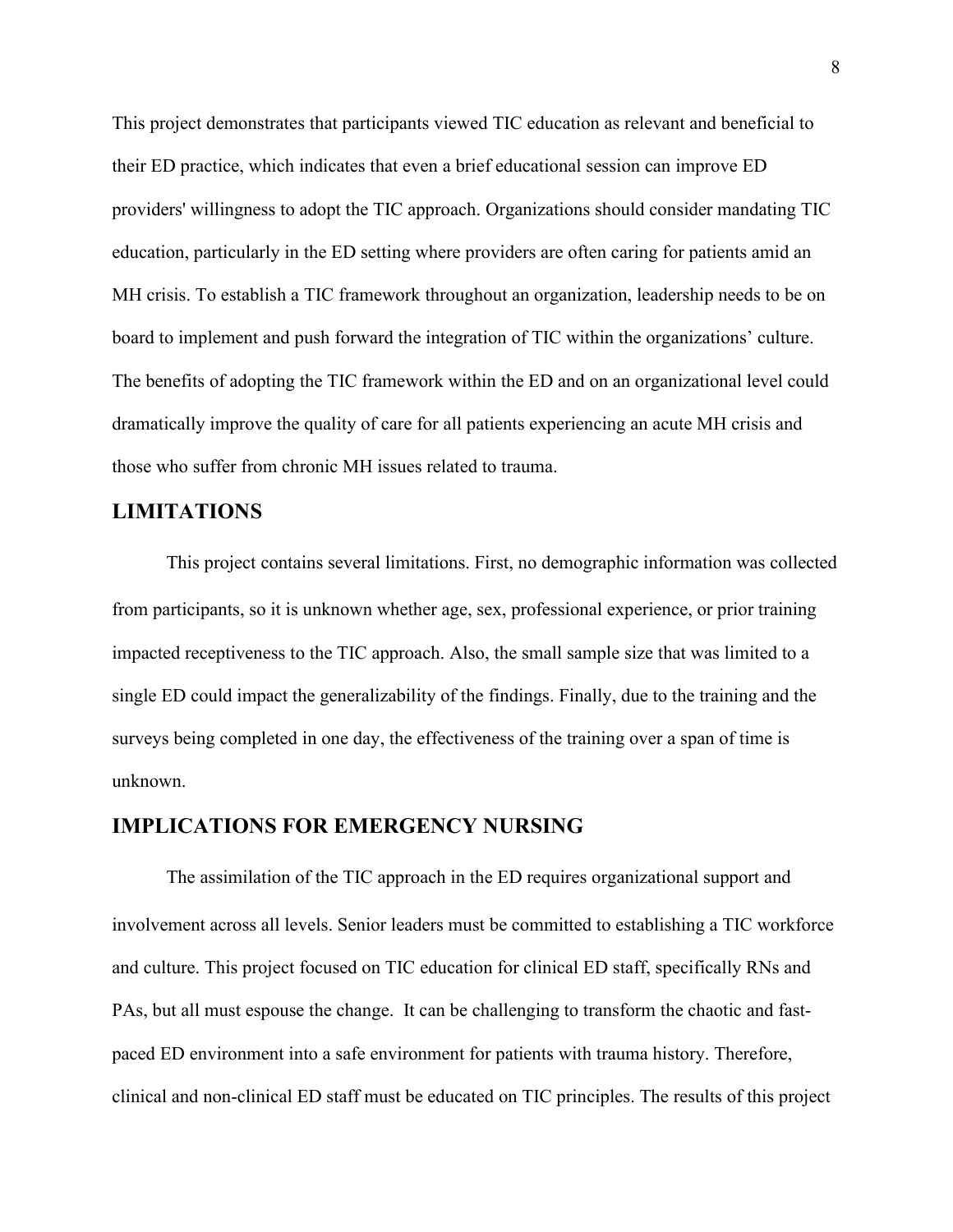This project demonstrates that participants viewed TIC education as relevant and beneficial to their ED practice, which indicates that even a brief educational session can improve ED providers' willingness to adopt the TIC approach. Organizations should consider mandating TIC education, particularly in the ED setting where providers are often caring for patients amid an MH crisis. To establish a TIC framework throughout an organization, leadership needs to be on board to implement and push forward the integration of TIC within the organizations' culture. The benefits of adopting the TIC framework within the ED and on an organizational level could dramatically improve the quality of care for all patients experiencing an acute MH crisis and those who suffer from chronic MH issues related to trauma.

## LIMITATIONS

This project contains several limitations. First, no demographic information was collected from participants, so it is unknown whether age, sex, professional experience, or prior training impacted receptiveness to the TIC approach. Also, the small sample size that was limited to a single ED could impact the generalizability of the findings. Finally, due to the training and the surveys being completed in one day, the effectiveness of the training over a span of time is unknown.

## IMPLICATIONS FOR EMERGENCY NURSING

The assimilation of the TIC approach in the ED requires organizational support and involvement across all levels. Senior leaders must be committed to establishing a TIC workforce and culture. This project focused on TIC education for clinical ED staff, specifically RNs and PAs, but all must espouse the change. It can be challenging to transform the chaotic and fast-paced ED environment into a safe environment for patients with trauma history. Therefore, clinical and non-clinical ED staff must be educated on TIC principles. The results of this project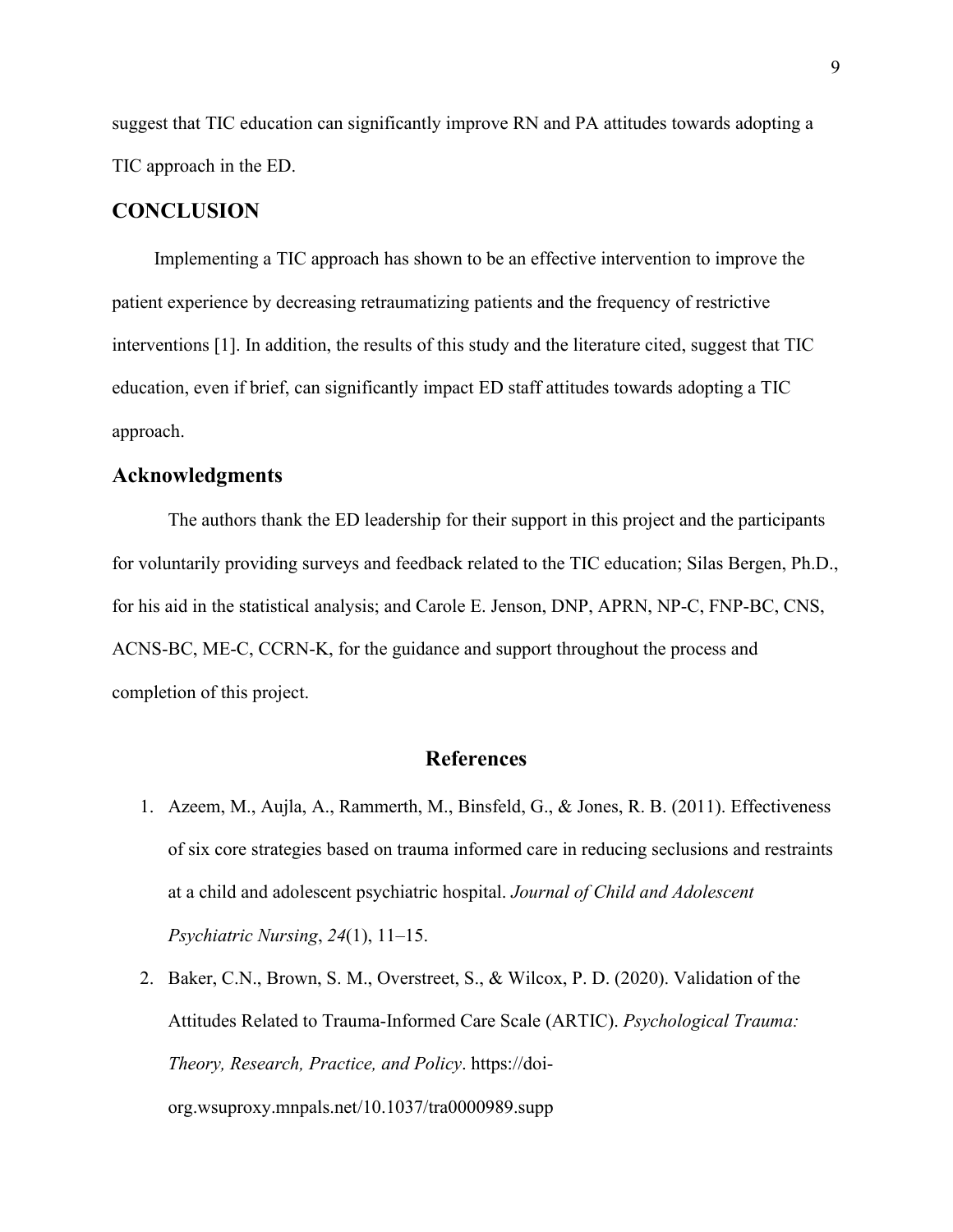suggest that TIC education can significantly improve RN and PA attitudes towards adopting a TIC approach in the ED.

## CONCLUSION

Implementing a TIC approach has shown to be an effective intervention to improve the patient experience by decreasing retraumatizing patients and the frequency of restrictive interventions [1]. In addition, the results of this study and the literature cited, suggest that TIC education, even if brief, can significantly impact ED staff attitudes towards adopting a TIC approach.

## Acknowledgments

The authors thank the ED leadership for their support in this project and the participants for voluntarily providing surveys and feedback related to the TIC education; Silas Bergen, Ph.D., for his aid in the statistical analysis; and Carole E. Jenson, DNP, APRN, NP-C, FNP-BC, CNS, ACNS-BC, ME-C, CCRN-K, for the guidance and support throughout the process and completion of this project.

## References

1. Azeem, M., Aujla, A., Rammerth, M., Binsfeld, G., & Jones, R. B. (2011). Effectiveness of six core strategies based on trauma informed care in reducing seclusions and restraints at a child and adolescent psychiatric hospital. *Journal of Child and Adolescent Psychiatric Nursing*, *24*(1), 11–15.
2. Baker, C.N., Brown, S. M., Overstreet, S., & Wilcox, P. D. (2020). Validation of the Attitudes Related to Trauma-Informed Care Scale (ARTIC). *Psychological Trauma: Theory, Research, Practice, and Policy*. https://doi-org.wsuproxy.mnpals.net/10.1037/tra0000989.supp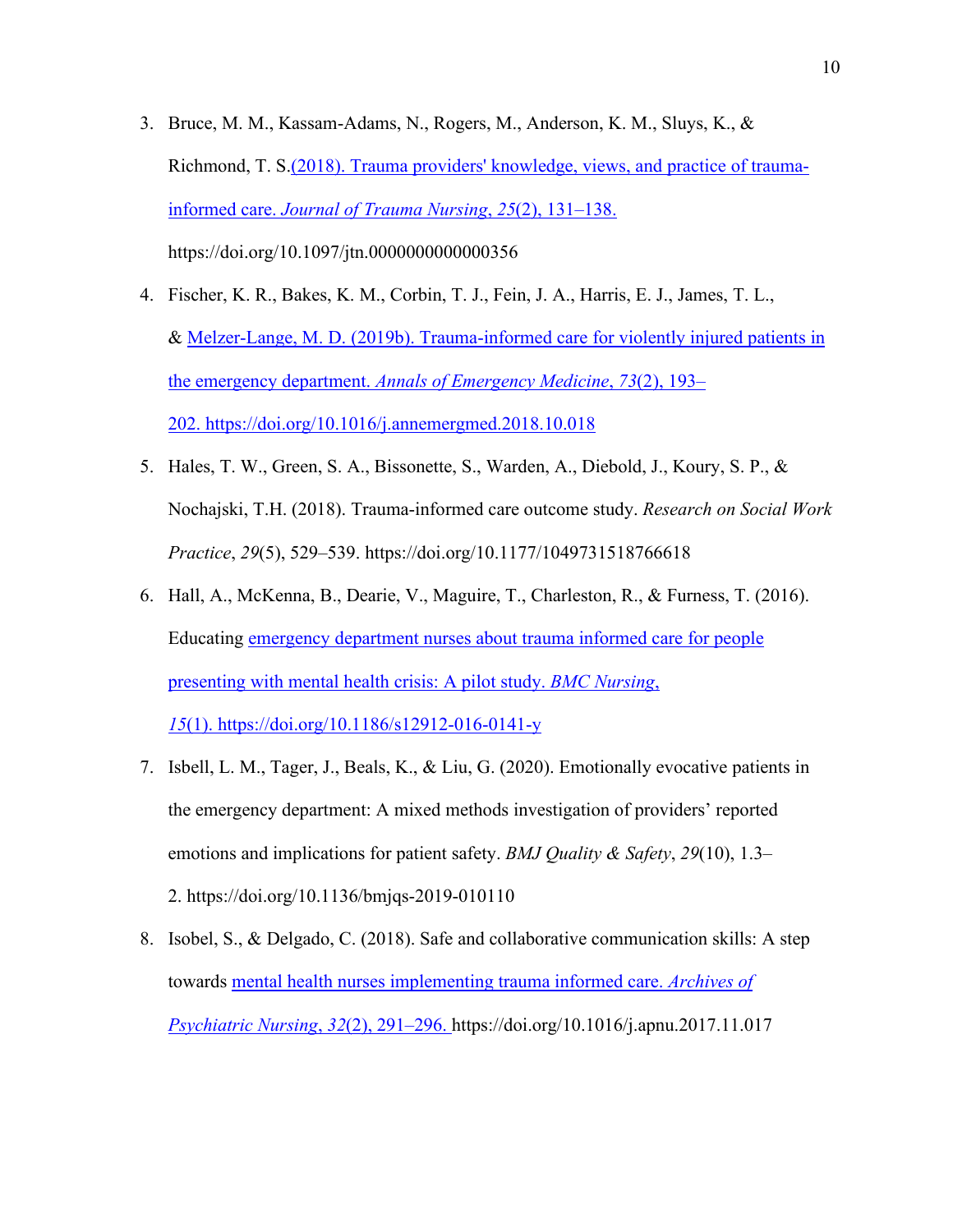3. Bruce, M. M., Kassam-Adams, N., Rogers, M., Anderson, K. M., Sluys, K., & Richmond, T. S.(2018). Trauma providers' knowledge, views, and practice of trauma-informed care. *Journal of Trauma Nursing*, *25*(2), 131–138. https://doi.org/10.1097/jtn.0000000000000356

4. Fischer, K. R., Bakes, K. M., Corbin, T. J., Fein, J. A., Harris, E. J., James, T. L., & Melzer-Lange, M. D. (2019b). Trauma-informed care for violently injured patients in the emergency department. *Annals of Emergency Medicine*, *73*(2), 193–202. https://doi.org/10.1016/j.annemergmed.2018.10.018

5. Hales, T. W., Green, S. A., Bissonette, S., Warden, A., Diebold, J., Koury, S. P., & Nochajski, T.H. (2018). Trauma-informed care outcome study. *Research on Social Work Practice*, *29*(5), 529–539. https://doi.org/10.1177/1049731518766618

6. Hall, A., McKenna, B., Dearie, V., Maguire, T., Charleston, R., & Furness, T. (2016). Educating emergency department nurses about trauma informed care for people presenting with mental health crisis: A pilot study. *BMC Nursing*, *15*(1). https://doi.org/10.1186/s12912-016-0141-y

7. Isbell, L. M., Tager, J., Beals, K., & Liu, G. (2020). Emotionally evocative patients in the emergency department: A mixed methods investigation of providers' reported emotions and implications for patient safety. *BMJ Quality & Safety*, *29*(10), 1.3–2. https://doi.org/10.1136/bmjqs-2019-010110

8. Isobel, S., & Delgado, C. (2018). Safe and collaborative communication skills: A step towards mental health nurses implementing trauma informed care. *Archives of Psychiatric Nursing*, *32*(2), 291–296. https://doi.org/10.1016/j.apnu.2017.11.017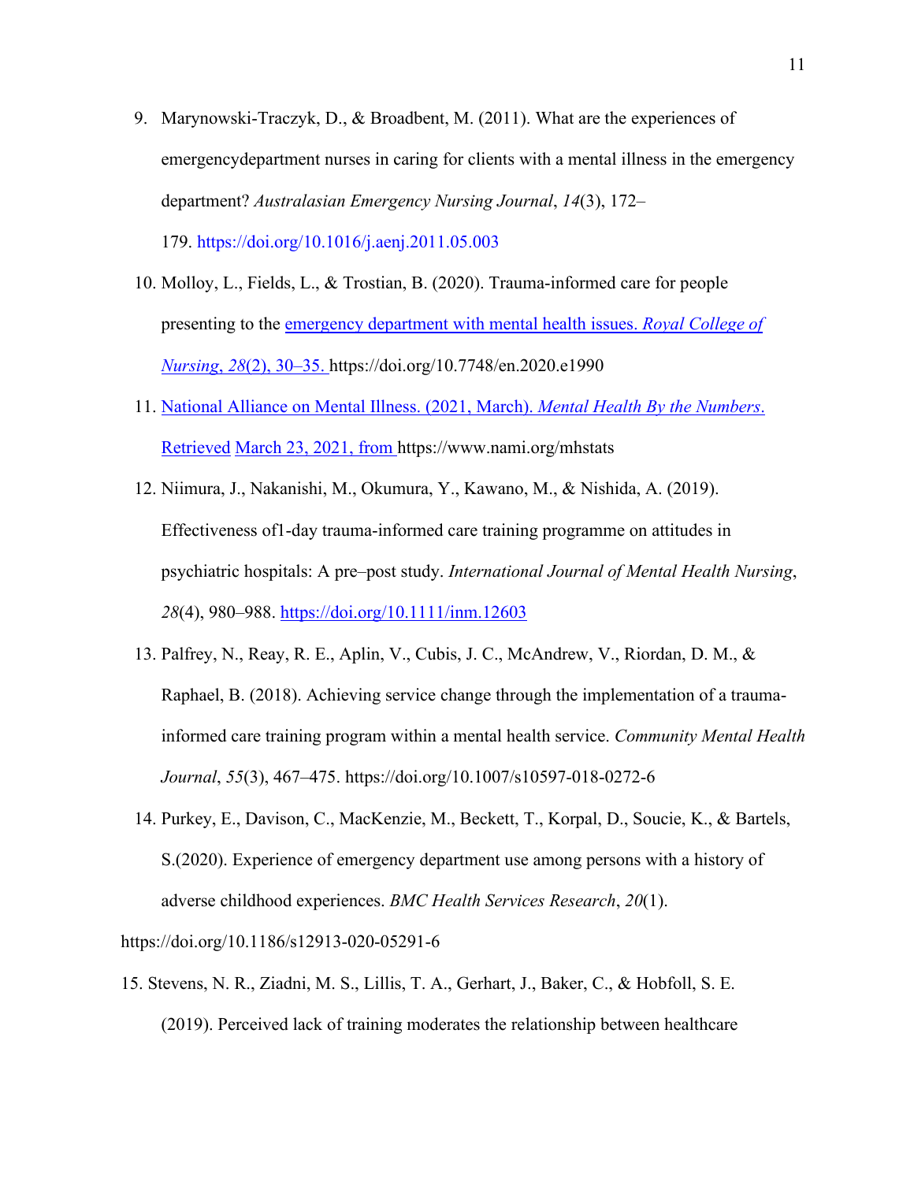9. Marynowski-Traczyk, D., & Broadbent, M. (2011). What are the experiences of emergencydepartment nurses in caring for clients with a mental illness in the emergency department? *Australasian Emergency Nursing Journal*, *14*(3), 172–179. https://doi.org/10.1016/j.aenj.2011.05.003

10. Molloy, L., Fields, L., & Trostian, B. (2020). Trauma-informed care for people presenting to the emergency department with mental health issues. *Royal College of Nursing*, *28*(2), 30–35. https://doi.org/10.7748/en.2020.e1990

11. National Alliance on Mental Illness. (2021, March). *Mental Health By the Numbers*. Retrieved March 23, 2021, from https://www.nami.org/mhstats

12. Niimura, J., Nakanishi, M., Okumura, Y., Kawano, M., & Nishida, A. (2019). Effectiveness of1-day trauma-informed care training programme on attitudes in psychiatric hospitals: A pre–post study. *International Journal of Mental Health Nursing*, *28*(4), 980–988. https://doi.org/10.1111/inm.12603

13. Palfrey, N., Reay, R. E., Aplin, V., Cubis, J. C., McAndrew, V., Riordan, D. M., & Raphael, B. (2018). Achieving service change through the implementation of a trauma-informed care training program within a mental health service. *Community Mental Health Journal*, *55*(3), 467–475. https://doi.org/10.1007/s10597-018-0272-6

14. Purkey, E., Davison, C., MacKenzie, M., Beckett, T., Korpal, D., Soucie, K., & Bartels, S.(2020). Experience of emergency department use among persons with a history of adverse childhood experiences. *BMC Health Services Research*, *20*(1). https://doi.org/10.1186/s12913-020-05291-6

15. Stevens, N. R., Ziadni, M. S., Lillis, T. A., Gerhart, J., Baker, C., & Hobfoll, S. E. (2019). Perceived lack of training moderates the relationship between healthcare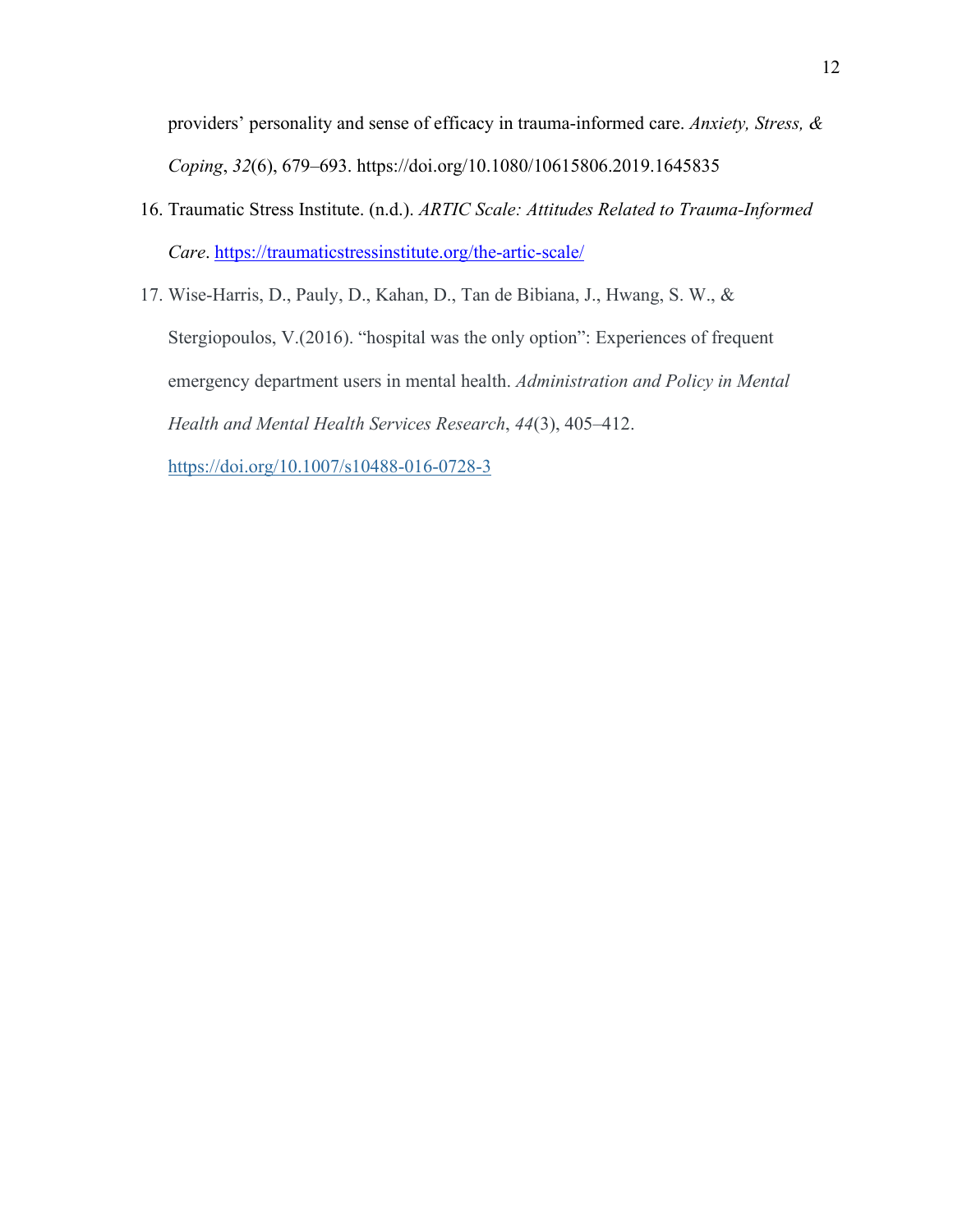providers' personality and sense of efficacy in trauma-informed care. *Anxiety, Stress, & Coping*, *32*(6), 679–693. https://doi.org/10.1080/10615806.2019.1645835

16. Traumatic Stress Institute. (n.d.). *ARTIC Scale: Attitudes Related to Trauma-Informed Care*. https://traumaticstressinstitute.org/the-artic-scale/
17. Wise-Harris, D., Pauly, D., Kahan, D., Tan de Bibiana, J., Hwang, S. W., & Stergiopoulos, V.(2016). "hospital was the only option": Experiences of frequent emergency department users in mental health. *Administration and Policy in Mental Health and Mental Health Services Research*, *44*(3), 405–412. https://doi.org/10.1007/s10488-016-0728-3